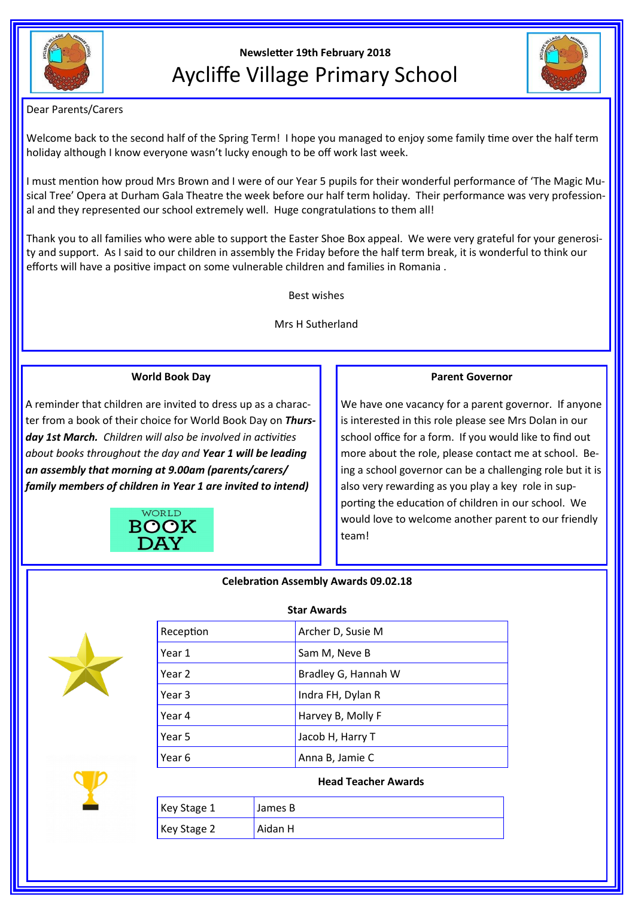Newsletter 19th February 2018

# Aycliffe Village Primary School

Dear Parents/Carers

Welcome back to the second half of the Spring Term! I hope you managed to enjoy some family time over the half term holiday although I know everyone wasn't lucky enough to be off work last week.

I must mention how proud Mrs Brown and I were of our Year 5 pupils for their wonderful performance of 'The Magic Musical Tree' Opera at Durham Gala Theatre the week before our half term holiday. Their performance was very professional and they represented our school extremely well. Huge congratulations to them all!

Thank you to all families who were able to support the Easter Shoe Box appeal. We were very grateful for your generosity and support. As I said to our children in assembly the Friday before the half term break, it is wonderful to think our efforts will have a positive impact on some vulnerable children and families in Romania .

Best wishes

Mrs H Sutherland

## World Book Day

A reminder that children are invited to dress up as a character from a book of their choice for World Book Day on ***Thursday 1st March.*** *Children will also be involved in activities about books throughout the day and* ***Year 1 will be leading an assembly that morning at 9.00am (parents/carers/ family members of children in Year 1 are invited to intend)***

WORLD BOOK DAY

## Parent Governor

We have one vacancy for a parent governor. If anyone is interested in this role please see Mrs Dolan in our school office for a form. If you would like to find out more about the role, please contact me at school. Being a school governor can be a challenging role but it is also very rewarding as you play a key role in supporting the education of children in our school. We would love to welcome another parent to our friendly team!

## Celebration Assembly Awards 09.02.18

### Star Awards

| | |
|---|---|
| Reception | Archer D, Susie M |
| Year 1 | Sam M, Neve B |
| Year 2 | Bradley G, Hannah W |
| Year 3 | Indra FH, Dylan R |
| Year 4 | Harvey B, Molly F |
| Year 5 | Jacob H, Harry T |
| Year 6 | Anna B, Jamie C |

### Head Teacher Awards

| | |
|---|---|
| Key Stage 1 | James B |
| Key Stage 2 | Aidan H |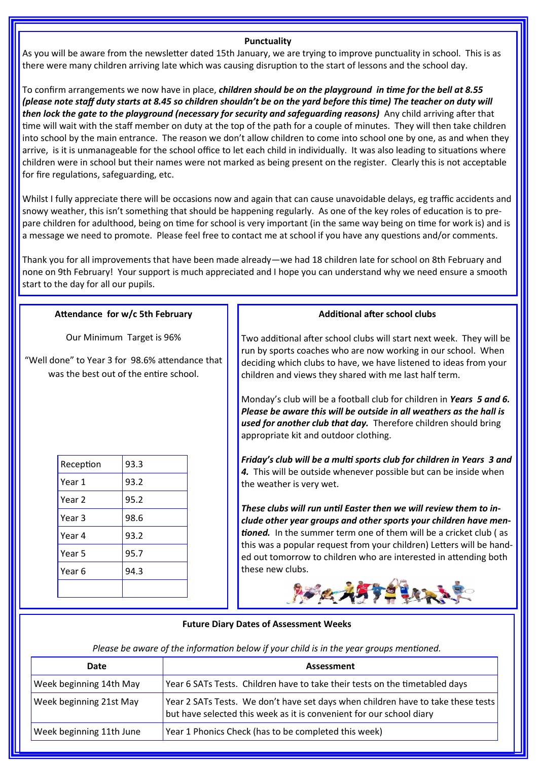## Punctuality

As you will be aware from the newsletter dated 15th January, we are trying to improve punctuality in school. This is as there were many children arriving late which was causing disruption to the start of lessons and the school day.

To confirm arrangements we now have in place, ***children should be on the playground in time for the bell at 8.55 (please note staff duty starts at 8.45 so children shouldn't be on the yard before this time) The teacher on duty will then lock the gate to the playground (necessary for security and safeguarding reasons)*** Any child arriving after that time will wait with the staff member on duty at the top of the path for a couple of minutes. They will then take children into school by the main entrance. The reason we don't allow children to come into school one by one, as and when they arrive, is it is unmanageable for the school office to let each child in individually. It was also leading to situations where children were in school but their names were not marked as being present on the register. Clearly this is not acceptable for fire regulations, safeguarding, etc.

Whilst I fully appreciate there will be occasions now and again that can cause unavoidable delays, eg traffic accidents and snowy weather, this isn't something that should be happening regularly. As one of the key roles of education is to prepare children for adulthood, being on time for school is very important (in the same way being on time for work is) and is a message we need to promote. Please feel free to contact me at school if you have any questions and/or comments.

Thank you for all improvements that have been made already—we had 18 children late for school on 8th February and none on 9th February! Your support is much appreciated and I hope you can understand why we need ensure a smooth start to the day for all our pupils.

## Attendance for w/c 5th February

Our Minimum Target is 96%

"Well done" to Year 3 for 98.6% attendance that was the best out of the entire school.

| | |
|---|---|
| Reception | 93.3 |
| Year 1 | 93.2 |
| Year 2 | 95.2 |
| Year 3 | 98.6 |
| Year 4 | 93.2 |
| Year 5 | 95.7 |
| Year 6 | 94.3 |
| | |

## Additional after school clubs

Two additional after school clubs will start next week. They will be run by sports coaches who are now working in our school. When deciding which clubs to have, we have listened to ideas from your children and views they shared with me last half term.

Monday's club will be a football club for children in ***Years 5 and 6. Please be aware this will be outside in all weathers as the hall is used for another club that day.*** Therefore children should bring appropriate kit and outdoor clothing.

***Friday's club will be a multi sports club for children in Years 3 and 4.*** This will be outside whenever possible but can be inside when the weather is very wet.

***These clubs will run until Easter then we will review them to include other year groups and other sports your children have mentioned.*** In the summer term one of them will be a cricket club ( as this was a popular request from your children) Letters will be handed out tomorrow to children who are interested in attending both these new clubs.

## Future Diary Dates of Assessment Weeks

*Please be aware of the information below if your child is in the year groups mentioned.*

| Date | Assessment |
|---|---|
| Week beginning 14th May | Year 6 SATs Tests. Children have to take their tests on the timetabled days |
| Week beginning 21st May | Year 2 SATs Tests. We don't have set days when children have to take these tests but have selected this week as it is convenient for our school diary |
| Week beginning 11th June | Year 1 Phonics Check (has to be completed this week) |